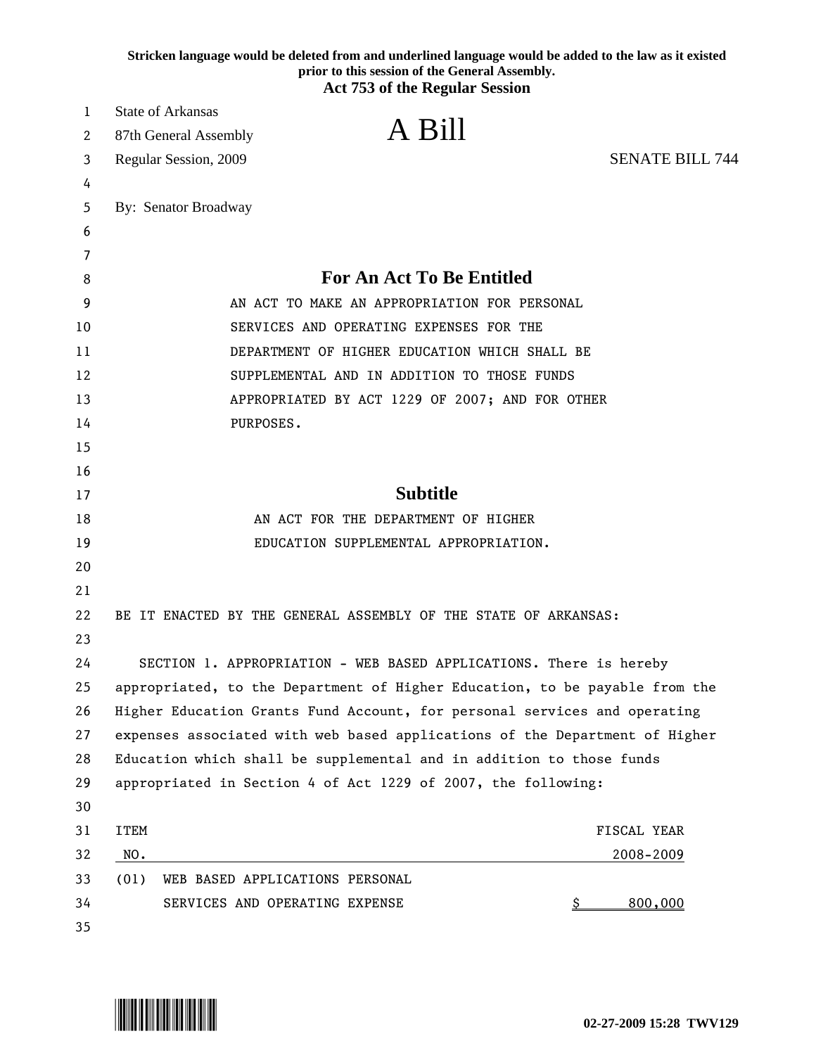Stricken language would be deleted from and underlined language would be added to the law as it existed prior to this session of the General Assembly.

**Act 753 of the Regular Session**

State of Arkansas
87th General Assembly
Regular Session, 2009

# A Bill

SENATE BILL 744

By: Senator Broadway

## For An Act To Be Entitled

AN ACT TO MAKE AN APPROPRIATION FOR PERSONAL SERVICES AND OPERATING EXPENSES FOR THE DEPARTMENT OF HIGHER EDUCATION WHICH SHALL BE SUPPLEMENTAL AND IN ADDITION TO THOSE FUNDS APPROPRIATED BY ACT 1229 OF 2007; AND FOR OTHER PURPOSES.

## Subtitle

AN ACT FOR THE DEPARTMENT OF HIGHER EDUCATION SUPPLEMENTAL APPROPRIATION.

BE IT ENACTED BY THE GENERAL ASSEMBLY OF THE STATE OF ARKANSAS:

SECTION 1. APPROPRIATION - WEB BASED APPLICATIONS. There is hereby appropriated, to the Department of Higher Education, to be payable from the Higher Education Grants Fund Account, for personal services and operating expenses associated with web based applications of the Department of Higher Education which shall be supplemental and in addition to those funds appropriated in Section 4 of Act 1229 of 2007, the following:

| ITEM NO. | | FISCAL YEAR 2008-2009 |
|---|---|---|
| (01) | WEB BASED APPLICATIONS PERSONAL SERVICES AND OPERATING EXPENSE | $ 800,000 |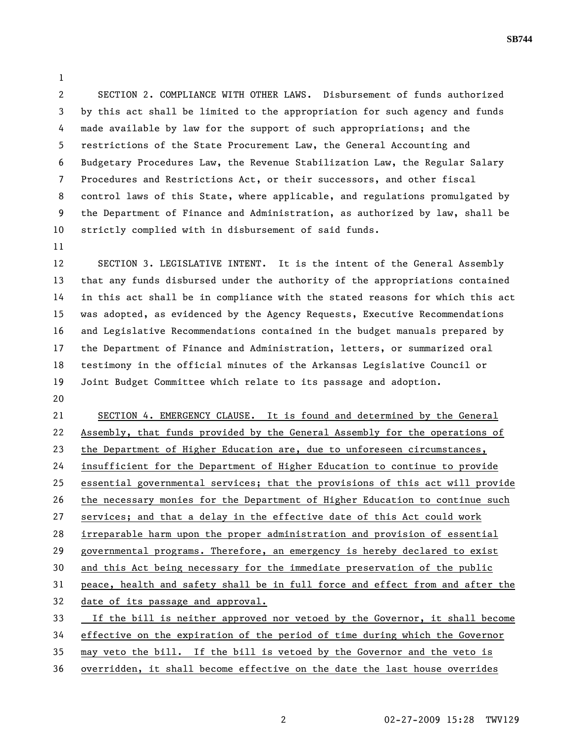SECTION 2. COMPLIANCE WITH OTHER LAWS. Disbursement of funds authorized by this act shall be limited to the appropriation for such agency and funds made available by law for the support of such appropriations; and the restrictions of the State Procurement Law, the General Accounting and Budgetary Procedures Law, the Revenue Stabilization Law, the Regular Salary Procedures and Restrictions Act, or their successors, and other fiscal control laws of this State, where applicable, and regulations promulgated by the Department of Finance and Administration, as authorized by law, shall be strictly complied with in disbursement of said funds.

SECTION 3. LEGISLATIVE INTENT. It is the intent of the General Assembly that any funds disbursed under the authority of the appropriations contained in this act shall be in compliance with the stated reasons for which this act was adopted, as evidenced by the Agency Requests, Executive Recommendations and Legislative Recommendations contained in the budget manuals prepared by the Department of Finance and Administration, letters, or summarized oral testimony in the official minutes of the Arkansas Legislative Council or Joint Budget Committee which relate to its passage and adoption.

<u>SECTION 4. EMERGENCY CLAUSE. It is found and determined by the General Assembly, that funds provided by the General Assembly for the operations of the Department of Higher Education are, due to unforeseen circumstances, insufficient for the Department of Higher Education to continue to provide essential governmental services; that the provisions of this act will provide the necessary monies for the Department of Higher Education to continue such services; and that a delay in the effective date of this Act could work irreparable harm upon the proper administration and provision of essential governmental programs. Therefore, an emergency is hereby declared to exist and this Act being necessary for the immediate preservation of the public peace, health and safety shall be in full force and effect from and after the date of its passage and approval.</u>

<u>If the bill is neither approved nor vetoed by the Governor, it shall become effective on the expiration of the period of time during which the Governor may veto the bill. If the bill is vetoed by the Governor and the veto is overridden, it shall become effective on the date the last house overrides</u>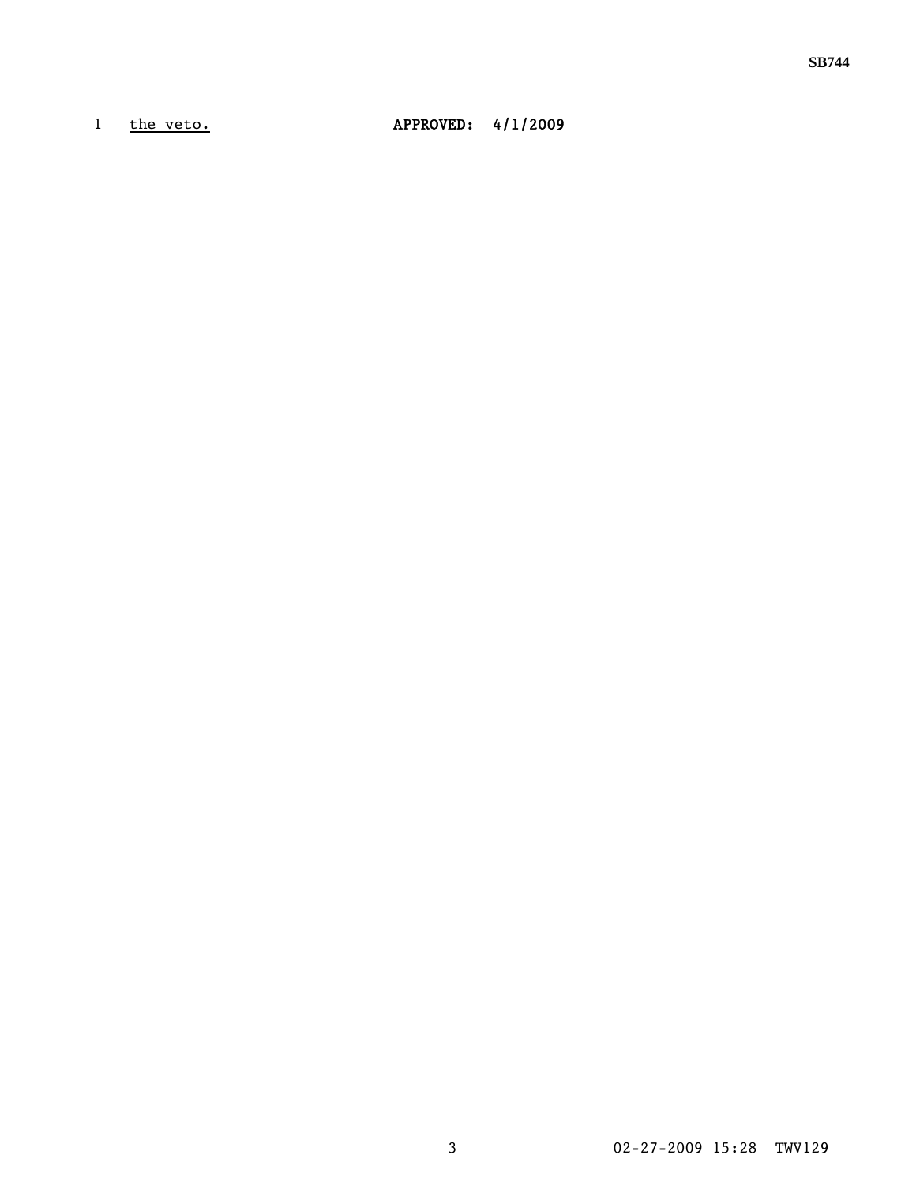the veto.  **APPROVED: 4/1/2009**